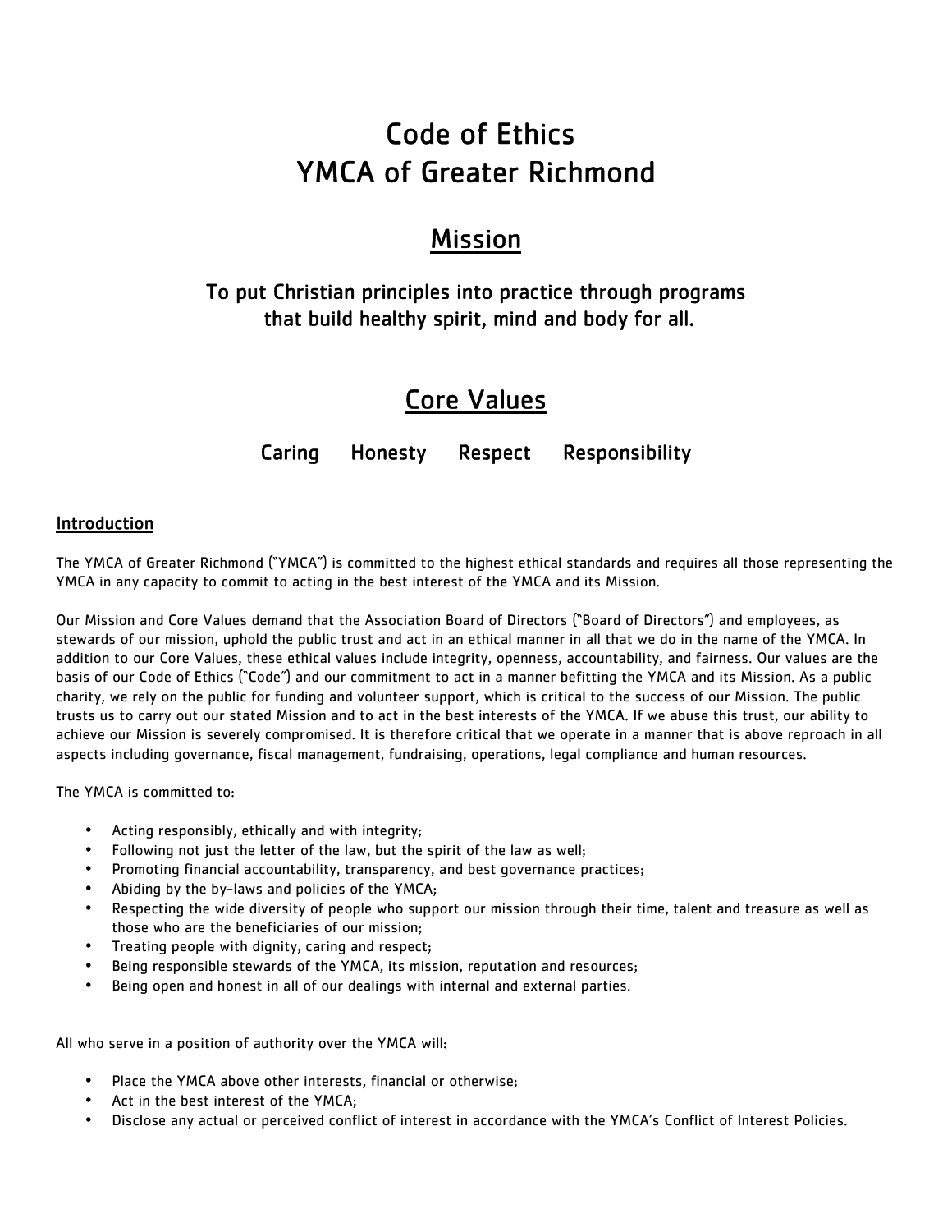# Code of Ethics
# YMCA of Greater Richmond

## Mission

**To put Christian principles into practice through programs that build healthy spirit, mind and body for all.**

## Core Values

**Caring     Honesty     Respect     Responsibility**

### Introduction

The YMCA of Greater Richmond ("YMCA") is committed to the highest ethical standards and requires all those representing the YMCA in any capacity to commit to acting in the best interest of the YMCA and its Mission.

Our Mission and Core Values demand that the Association Board of Directors ("Board of Directors") and employees, as stewards of our mission, uphold the public trust and act in an ethical manner in all that we do in the name of the YMCA. In addition to our Core Values, these ethical values include integrity, openness, accountability, and fairness. Our values are the basis of our Code of Ethics ("Code") and our commitment to act in a manner befitting the YMCA and its Mission. As a public charity, we rely on the public for funding and volunteer support, which is critical to the success of our Mission. The public trusts us to carry out our stated Mission and to act in the best interests of the YMCA. If we abuse this trust, our ability to achieve our Mission is severely compromised. It is therefore critical that we operate in a manner that is above reproach in all aspects including governance, fiscal management, fundraising, operations, legal compliance and human resources.

The YMCA is committed to:

- Acting responsibly, ethically and with integrity;
- Following not just the letter of the law, but the spirit of the law as well;
- Promoting financial accountability, transparency, and best governance practices;
- Abiding by the by-laws and policies of the YMCA;
- Respecting the wide diversity of people who support our mission through their time, talent and treasure as well as those who are the beneficiaries of our mission;
- Treating people with dignity, caring and respect;
- Being responsible stewards of the YMCA, its mission, reputation and resources;
- Being open and honest in all of our dealings with internal and external parties.

All who serve in a position of authority over the YMCA will:

- Place the YMCA above other interests, financial or otherwise;
- Act in the best interest of the YMCA;
- Disclose any actual or perceived conflict of interest in accordance with the YMCA's Conflict of Interest Policies.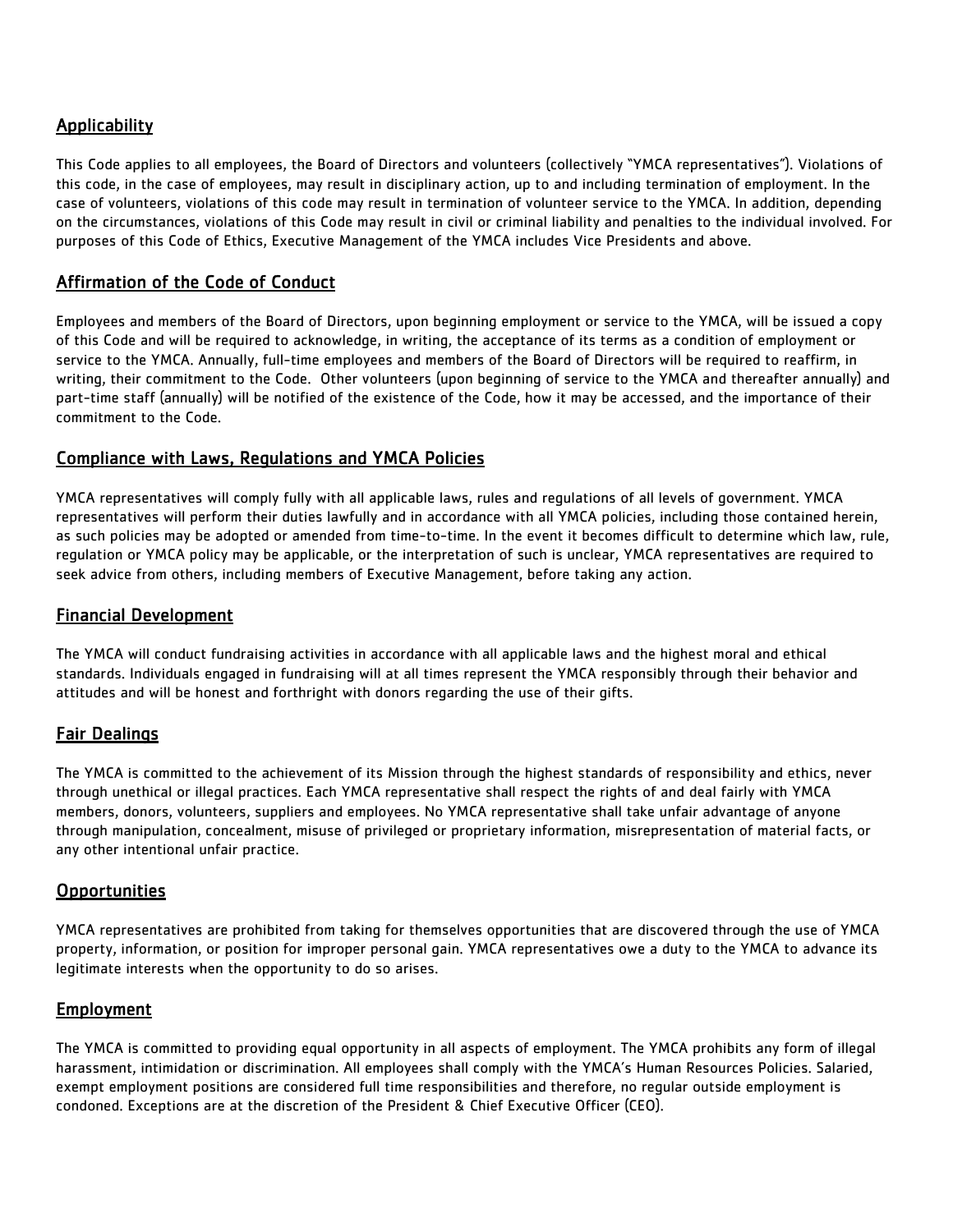## Applicability

This Code applies to all employees, the Board of Directors and volunteers (collectively "YMCA representatives"). Violations of this code, in the case of employees, may result in disciplinary action, up to and including termination of employment. In the case of volunteers, violations of this code may result in termination of volunteer service to the YMCA. In addition, depending on the circumstances, violations of this Code may result in civil or criminal liability and penalties to the individual involved. For purposes of this Code of Ethics, Executive Management of the YMCA includes Vice Presidents and above.

## Affirmation of the Code of Conduct

Employees and members of the Board of Directors, upon beginning employment or service to the YMCA, will be issued a copy of this Code and will be required to acknowledge, in writing, the acceptance of its terms as a condition of employment or service to the YMCA. Annually, full-time employees and members of the Board of Directors will be required to reaffirm, in writing, their commitment to the Code. Other volunteers (upon beginning of service to the YMCA and thereafter annually) and part-time staff (annually) will be notified of the existence of the Code, how it may be accessed, and the importance of their commitment to the Code.

## Compliance with Laws, Regulations and YMCA Policies

YMCA representatives will comply fully with all applicable laws, rules and regulations of all levels of government. YMCA representatives will perform their duties lawfully and in accordance with all YMCA policies, including those contained herein, as such policies may be adopted or amended from time-to-time. In the event it becomes difficult to determine which law, rule, regulation or YMCA policy may be applicable, or the interpretation of such is unclear, YMCA representatives are required to seek advice from others, including members of Executive Management, before taking any action.

## Financial Development

The YMCA will conduct fundraising activities in accordance with all applicable laws and the highest moral and ethical standards. Individuals engaged in fundraising will at all times represent the YMCA responsibly through their behavior and attitudes and will be honest and forthright with donors regarding the use of their gifts.

## Fair Dealings

The YMCA is committed to the achievement of its Mission through the highest standards of responsibility and ethics, never through unethical or illegal practices. Each YMCA representative shall respect the rights of and deal fairly with YMCA members, donors, volunteers, suppliers and employees. No YMCA representative shall take unfair advantage of anyone through manipulation, concealment, misuse of privileged or proprietary information, misrepresentation of material facts, or any other intentional unfair practice.

## Opportunities

YMCA representatives are prohibited from taking for themselves opportunities that are discovered through the use of YMCA property, information, or position for improper personal gain. YMCA representatives owe a duty to the YMCA to advance its legitimate interests when the opportunity to do so arises.

## Employment

The YMCA is committed to providing equal opportunity in all aspects of employment. The YMCA prohibits any form of illegal harassment, intimidation or discrimination. All employees shall comply with the YMCA's Human Resources Policies. Salaried, exempt employment positions are considered full time responsibilities and therefore, no regular outside employment is condoned. Exceptions are at the discretion of the President & Chief Executive Officer (CEO).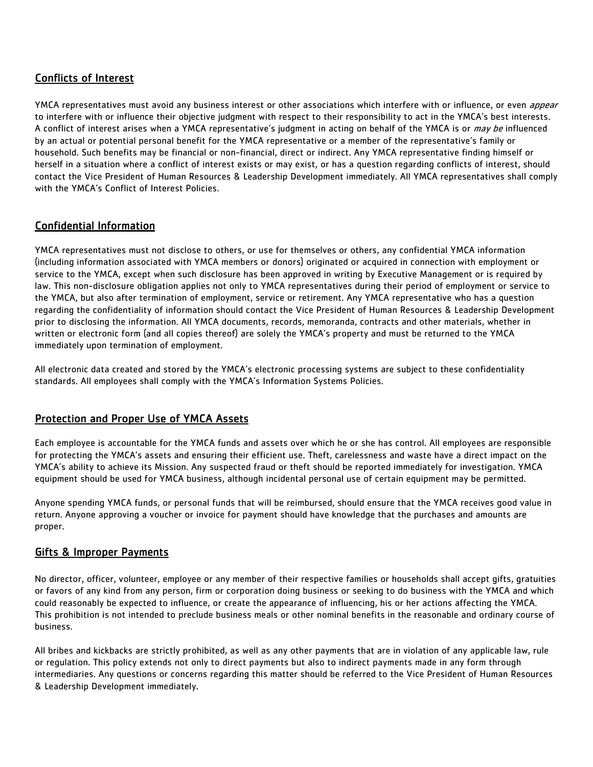## Conflicts of Interest

YMCA representatives must avoid any business interest or other associations which interfere with or influence, or even *appear* to interfere with or influence their objective judgment with respect to their responsibility to act in the YMCA's best interests. A conflict of interest arises when a YMCA representative's judgment in acting on behalf of the YMCA is or *may be* influenced by an actual or potential personal benefit for the YMCA representative or a member of the representative's family or household. Such benefits may be financial or non-financial, direct or indirect. Any YMCA representative finding himself or herself in a situation where a conflict of interest exists or may exist, or has a question regarding conflicts of interest, should contact the Vice President of Human Resources & Leadership Development immediately. All YMCA representatives shall comply with the YMCA's Conflict of Interest Policies.

## Confidential Information

YMCA representatives must not disclose to others, or use for themselves or others, any confidential YMCA information (including information associated with YMCA members or donors) originated or acquired in connection with employment or service to the YMCA, except when such disclosure has been approved in writing by Executive Management or is required by law. This non-disclosure obligation applies not only to YMCA representatives during their period of employment or service to the YMCA, but also after termination of employment, service or retirement. Any YMCA representative who has a question regarding the confidentiality of information should contact the Vice President of Human Resources & Leadership Development prior to disclosing the information. All YMCA documents, records, memoranda, contracts and other materials, whether in written or electronic form (and all copies thereof) are solely the YMCA's property and must be returned to the YMCA immediately upon termination of employment.

All electronic data created and stored by the YMCA's electronic processing systems are subject to these confidentiality standards. All employees shall comply with the YMCA's Information Systems Policies.

## Protection and Proper Use of YMCA Assets

Each employee is accountable for the YMCA funds and assets over which he or she has control. All employees are responsible for protecting the YMCA's assets and ensuring their efficient use. Theft, carelessness and waste have a direct impact on the YMCA's ability to achieve its Mission. Any suspected fraud or theft should be reported immediately for investigation. YMCA equipment should be used for YMCA business, although incidental personal use of certain equipment may be permitted.

Anyone spending YMCA funds, or personal funds that will be reimbursed, should ensure that the YMCA receives good value in return. Anyone approving a voucher or invoice for payment should have knowledge that the purchases and amounts are proper.

## Gifts & Improper Payments

No director, officer, volunteer, employee or any member of their respective families or households shall accept gifts, gratuities or favors of any kind from any person, firm or corporation doing business or seeking to do business with the YMCA and which could reasonably be expected to influence, or create the appearance of influencing, his or her actions affecting the YMCA. This prohibition is not intended to preclude business meals or other nominal benefits in the reasonable and ordinary course of business.

All bribes and kickbacks are strictly prohibited, as well as any other payments that are in violation of any applicable law, rule or regulation. This policy extends not only to direct payments but also to indirect payments made in any form through intermediaries. Any questions or concerns regarding this matter should be referred to the Vice President of Human Resources & Leadership Development immediately.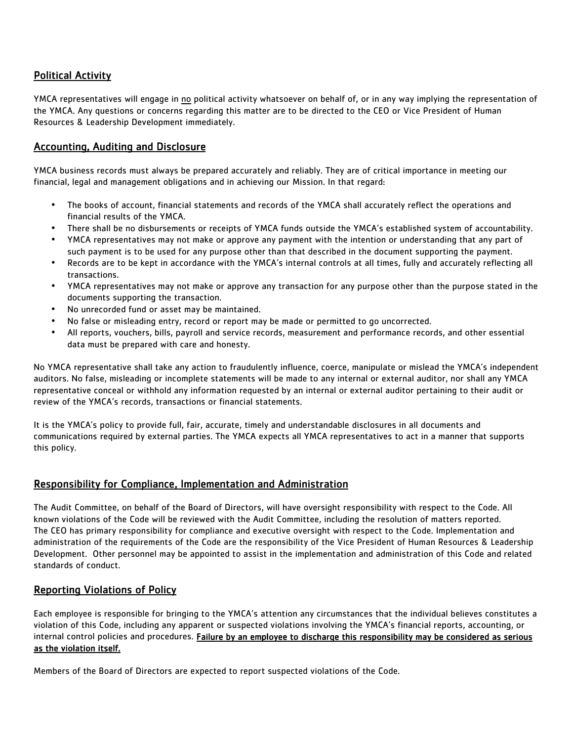## Political Activity

YMCA representatives will engage in no political activity whatsoever on behalf of, or in any way implying the representation of the YMCA. Any questions or concerns regarding this matter are to be directed to the CEO or Vice President of Human Resources & Leadership Development immediately.

## Accounting, Auditing and Disclosure

YMCA business records must always be prepared accurately and reliably. They are of critical importance in meeting our financial, legal and management obligations and in achieving our Mission. In that regard:

- The books of account, financial statements and records of the YMCA shall accurately reflect the operations and financial results of the YMCA.
- There shall be no disbursements or receipts of YMCA funds outside the YMCA's established system of accountability.
- YMCA representatives may not make or approve any payment with the intention or understanding that any part of such payment is to be used for any purpose other than that described in the document supporting the payment.
- Records are to be kept in accordance with the YMCA's internal controls at all times, fully and accurately reflecting all transactions.
- YMCA representatives may not make or approve any transaction for any purpose other than the purpose stated in the documents supporting the transaction.
- No unrecorded fund or asset may be maintained.
- No false or misleading entry, record or report may be made or permitted to go uncorrected.
- All reports, vouchers, bills, payroll and service records, measurement and performance records, and other essential data must be prepared with care and honesty.

No YMCA representative shall take any action to fraudulently influence, coerce, manipulate or mislead the YMCA's independent auditors. No false, misleading or incomplete statements will be made to any internal or external auditor, nor shall any YMCA representative conceal or withhold any information requested by an internal or external auditor pertaining to their audit or review of the YMCA's records, transactions or financial statements.

It is the YMCA's policy to provide full, fair, accurate, timely and understandable disclosures in all documents and communications required by external parties. The YMCA expects all YMCA representatives to act in a manner that supports this policy.

## Responsibility for Compliance, Implementation and Administration

The Audit Committee, on behalf of the Board of Directors, will have oversight responsibility with respect to the Code. All known violations of the Code will be reviewed with the Audit Committee, including the resolution of matters reported. The CEO has primary responsibility for compliance and executive oversight with respect to the Code. Implementation and administration of the requirements of the Code are the responsibility of the Vice President of Human Resources & Leadership Development. Other personnel may be appointed to assist in the implementation and administration of this Code and related standards of conduct.

## Reporting Violations of Policy

Each employee is responsible for bringing to the YMCA's attention any circumstances that the individual believes constitutes a violation of this Code, including any apparent or suspected violations involving the YMCA's financial reports, accounting, or internal control policies and procedures. **Failure by an employee to discharge this responsibility may be considered as serious as the violation itself.**

Members of the Board of Directors are expected to report suspected violations of the Code.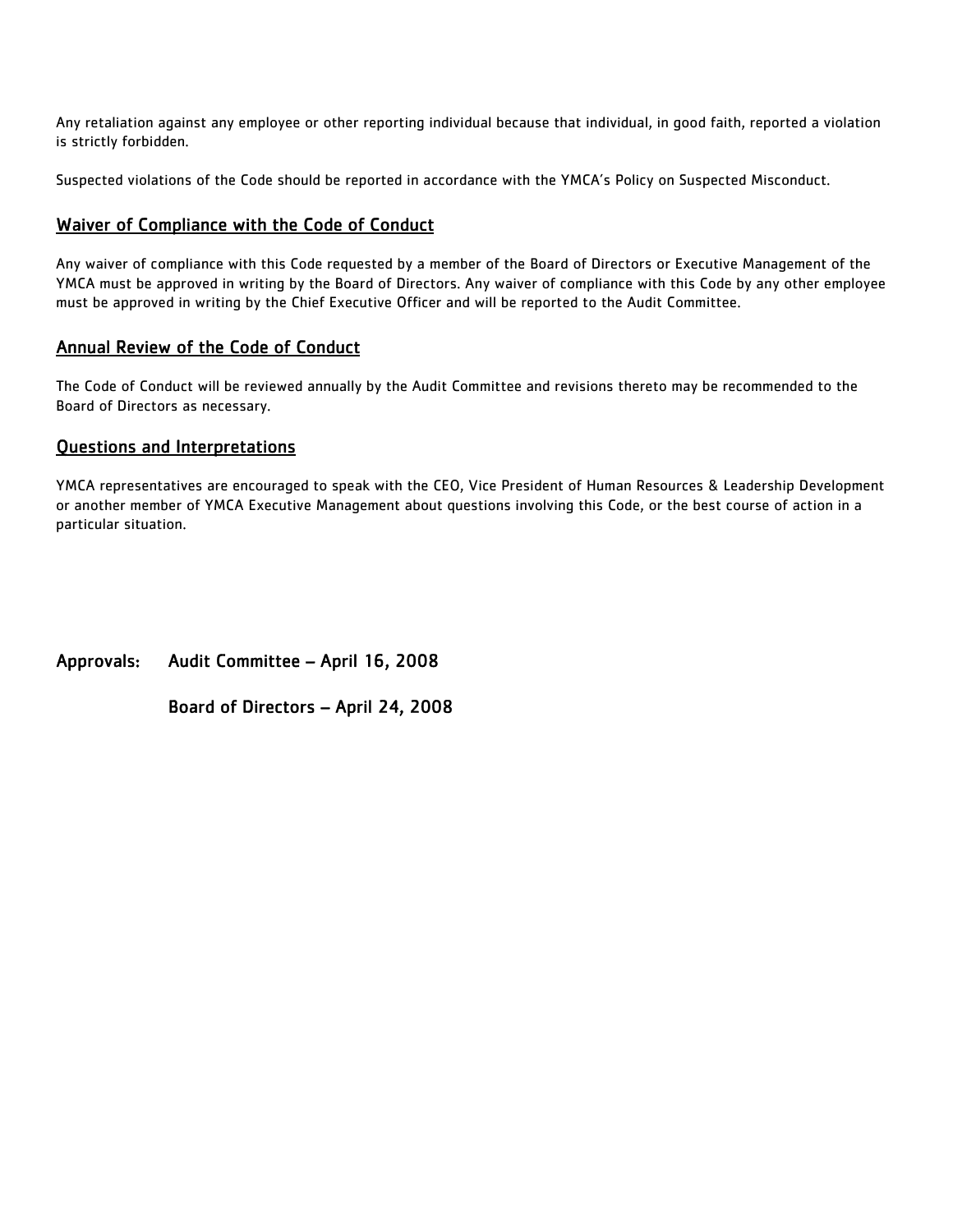Any retaliation against any employee or other reporting individual because that individual, in good faith, reported a violation is strictly forbidden.

Suspected violations of the Code should be reported in accordance with the YMCA's Policy on Suspected Misconduct.

## Waiver of Compliance with the Code of Conduct

Any waiver of compliance with this Code requested by a member of the Board of Directors or Executive Management of the YMCA must be approved in writing by the Board of Directors. Any waiver of compliance with this Code by any other employee must be approved in writing by the Chief Executive Officer and will be reported to the Audit Committee.

## Annual Review of the Code of Conduct

The Code of Conduct will be reviewed annually by the Audit Committee and revisions thereto may be recommended to the Board of Directors as necessary.

## Questions and Interpretations

YMCA representatives are encouraged to speak with the CEO, Vice President of Human Resources & Leadership Development or another member of YMCA Executive Management about questions involving this Code, or the best course of action in a particular situation.

**Approvals: Audit Committee – April 16, 2008**

**Board of Directors – April 24, 2008**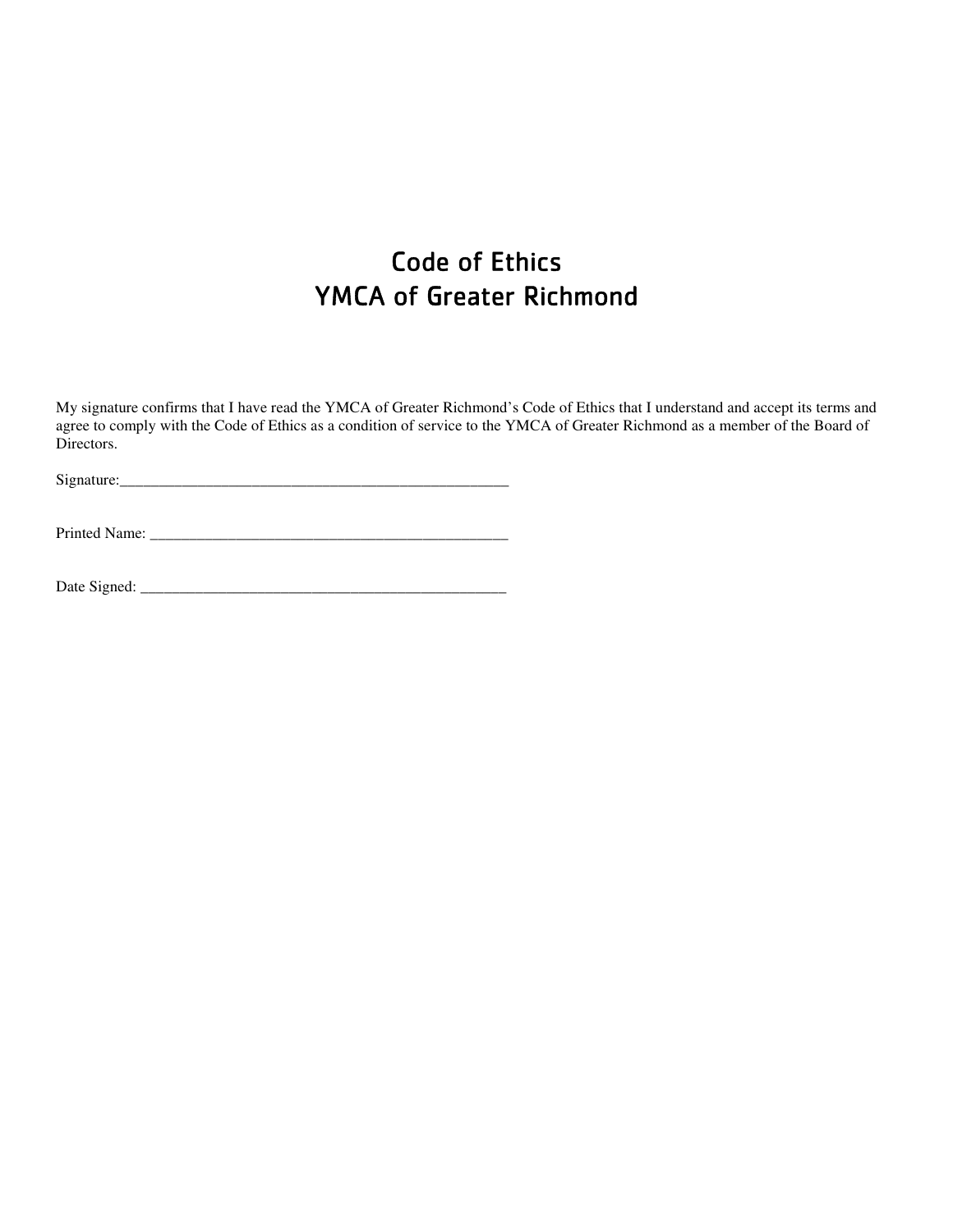# Code of Ethics
# YMCA of Greater Richmond

My signature confirms that I have read the YMCA of Greater Richmond's Code of Ethics that I understand and accept its terms and agree to comply with the Code of Ethics as a condition of service to the YMCA of Greater Richmond as a member of the Board of Directors.

Signature:____________________________________________________

Printed Name: ________________________________________________

Date Signed: _________________________________________________